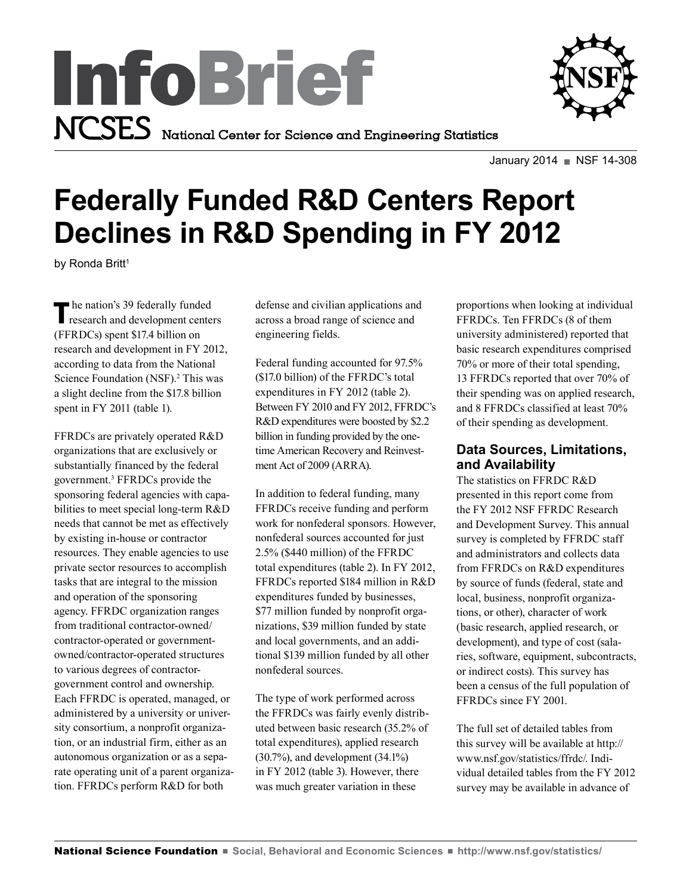# InfoBrief

NCSES National Center for Science and Engineering Statistics

January 2014 ■ NSF 14-308

# Federally Funded R&D Centers Report Declines in R&D Spending in FY 2012

by Ronda Britt[1]

The nation's 39 federally funded research and development centers (FFRDCs) spent $17.4 billion on research and development in FY 2012, according to data from the National Science Foundation (NSF).[2] This was a slight decline from the $17.8 billion spent in FY 2011 (table 1).

FFRDCs are privately operated R&D organizations that are exclusively or substantially financed by the federal government.[3] FFRDCs provide the sponsoring federal agencies with capabilities to meet special long-term R&D needs that cannot be met as effectively by existing in-house or contractor resources. They enable agencies to use private sector resources to accomplish tasks that are integral to the mission and operation of the sponsoring agency. FFRDC organization ranges from traditional contractor-owned/contractor-operated or government-owned/contractor-operated structures to various degrees of contractor-government control and ownership. Each FFRDC is operated, managed, or administered by a university or university consortium, a nonprofit organization, or an industrial firm, either as an autonomous organization or as a separate operating unit of a parent organization. FFRDCs perform R&D for both defense and civilian applications and across a broad range of science and engineering fields.

Federal funding accounted for 97.5% ($17.0 billion) of the FFRDC's total expenditures in FY 2012 (table 2). Between FY 2010 and FY 2012, FFRDC's R&D expenditures were boosted by $2.2 billion in funding provided by the one-time American Recovery and Reinvestment Act of 2009 (ARRA).

In addition to federal funding, many FFRDCs receive funding and perform work for nonfederal sponsors. However, nonfederal sources accounted for just 2.5% ($440 million) of the FFRDC total expenditures (table 2). In FY 2012, FFRDCs reported $184 million in R&D expenditures funded by businesses, $77 million funded by nonprofit organizations, $39 million funded by state and local governments, and an additional $139 million funded by all other nonfederal sources.

The type of work performed across the FFRDCs was fairly evenly distributed between basic research (35.2% of total expenditures), applied research (30.7%), and development (34.1%) in FY 2012 (table 3). However, there was much greater variation in these proportions when looking at individual FFRDCs. Ten FFRDCs (8 of them university administered) reported that basic research expenditures comprised 70% or more of their total spending, 13 FFRDCs reported that over 70% of their spending was on applied research, and 8 FFRDCs classified at least 70% of their spending as development.

## Data Sources, Limitations, and Availability

The statistics on FFRDC R&D presented in this report come from the FY 2012 NSF FFRDC Research and Development Survey. This annual survey is completed by FFRDC staff and administrators and collects data from FFRDCs on R&D expenditures by source of funds (federal, state and local, business, nonprofit organizations, or other), character of work (basic research, applied research, or development), and type of cost (salaries, software, equipment, subcontracts, or indirect costs). This survey has been a census of the full population of FFRDCs since FY 2001.

The full set of detailed tables from this survey will be available at http://www.nsf.gov/statistics/ffrdc/. Individual detailed tables from the FY 2012 survey may be available in advance of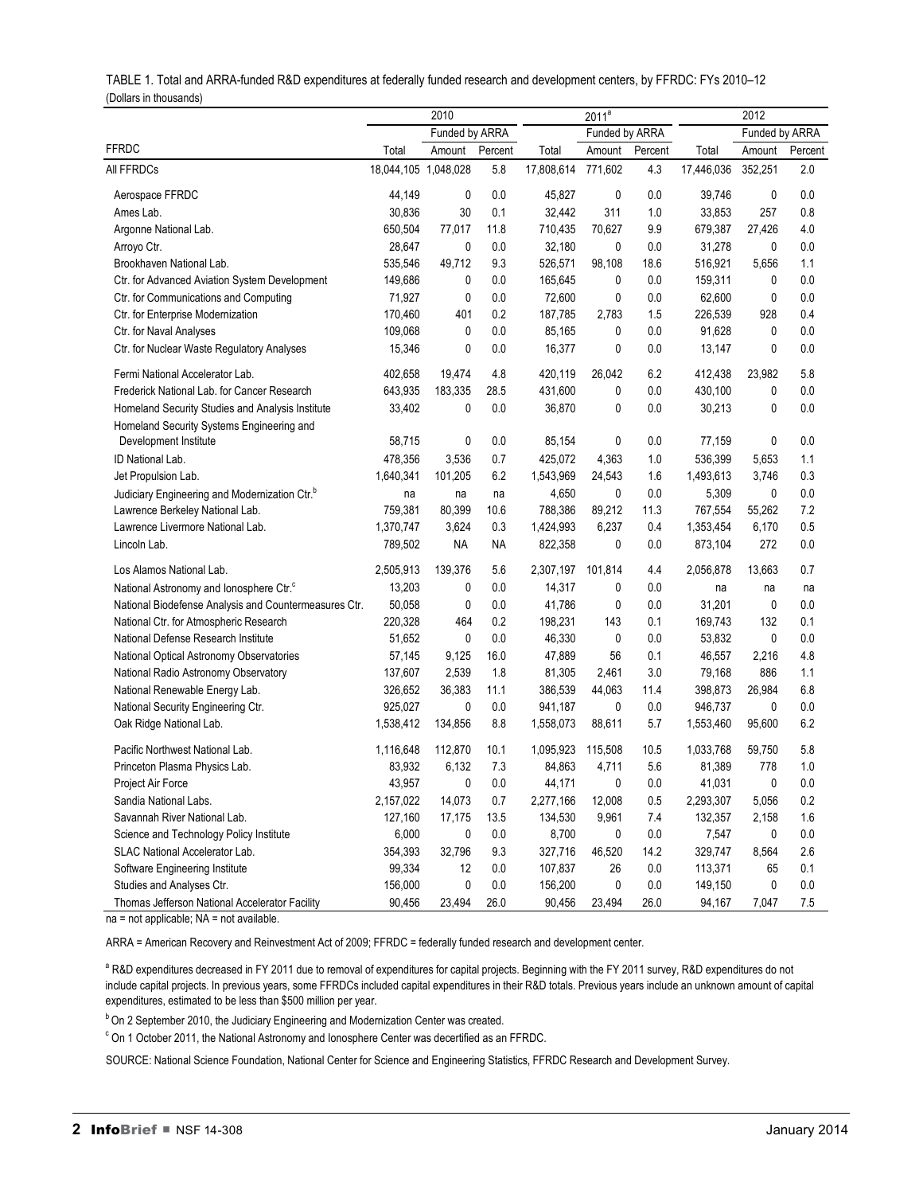TABLE 1. Total and ARRA-funded R&D expenditures at federally funded research and development centers, by FFRDC: FYs 2010–12
(Dollars in thousands)

| FFRDC | 2010 | | | 2011[a] | | | 2012 | | |
|---|---|---|---|---|---|---|---|---|---|
| | | Funded by ARRA | | | Funded by ARRA | | | Funded by ARRA | |
| | Total | Amount | Percent | Total | Amount | Percent | Total | Amount | Percent |
| All FFRDCs | 18,044,105 | 1,048,028 | 5.8 | 17,808,614 | 771,602 | 4.3 | 17,446,036 | 352,251 | 2.0 |
| Aerospace FFRDC | 44,149 | 0 | 0.0 | 45,827 | 0 | 0.0 | 39,746 | 0 | 0.0 |
| Ames Lab. | 30,836 | 30 | 0.1 | 32,442 | 311 | 1.0 | 33,853 | 257 | 0.8 |
| Argonne National Lab. | 650,504 | 77,017 | 11.8 | 710,435 | 70,627 | 9.9 | 679,387 | 27,426 | 4.0 |
| Arroyo Ctr. | 28,647 | 0 | 0.0 | 32,180 | 0 | 0.0 | 31,278 | 0 | 0.0 |
| Brookhaven National Lab. | 535,546 | 49,712 | 9.3 | 526,571 | 98,108 | 18.6 | 516,921 | 5,656 | 1.1 |
| Ctr. for Advanced Aviation System Development | 149,686 | 0 | 0.0 | 165,645 | 0 | 0.0 | 159,311 | 0 | 0.0 |
| Ctr. for Communications and Computing | 71,927 | 0 | 0.0 | 72,600 | 0 | 0.0 | 62,600 | 0 | 0.0 |
| Ctr. for Enterprise Modernization | 170,460 | 401 | 0.2 | 187,785 | 2,783 | 1.5 | 226,539 | 928 | 0.4 |
| Ctr. for Naval Analyses | 109,068 | 0 | 0.0 | 85,165 | 0 | 0.0 | 91,628 | 0 | 0.0 |
| Ctr. for Nuclear Waste Regulatory Analyses | 15,346 | 0 | 0.0 | 16,377 | 0 | 0.0 | 13,147 | 0 | 0.0 |
| Fermi National Accelerator Lab. | 402,658 | 19,474 | 4.8 | 420,119 | 26,042 | 6.2 | 412,438 | 23,982 | 5.8 |
| Frederick National Lab. for Cancer Research | 643,935 | 183,335 | 28.5 | 431,600 | 0 | 0.0 | 430,100 | 0 | 0.0 |
| Homeland Security Studies and Analysis Institute | 33,402 | 0 | 0.0 | 36,870 | 0 | 0.0 | 30,213 | 0 | 0.0 |
| Homeland Security Systems Engineering and Development Institute | 58,715 | 0 | 0.0 | 85,154 | 0 | 0.0 | 77,159 | 0 | 0.0 |
| ID National Lab. | 478,356 | 3,536 | 0.7 | 425,072 | 4,363 | 1.0 | 536,399 | 5,653 | 1.1 |
| Jet Propulsion Lab. | 1,640,341 | 101,205 | 6.2 | 1,543,969 | 24,543 | 1.6 | 1,493,613 | 3,746 | 0.3 |
| Judiciary Engineering and Modernization Ctr.[b] | na | na | na | 4,650 | 0 | 0.0 | 5,309 | 0 | 0.0 |
| Lawrence Berkeley National Lab. | 759,381 | 80,399 | 10.6 | 788,386 | 89,212 | 11.3 | 767,554 | 55,262 | 7.2 |
| Lawrence Livermore National Lab. | 1,370,747 | 3,624 | 0.3 | 1,424,993 | 6,237 | 0.4 | 1,353,454 | 6,170 | 0.5 |
| Lincoln Lab. | 789,502 | NA | NA | 822,358 | 0 | 0.0 | 873,104 | 272 | 0.0 |
| Los Alamos National Lab. | 2,505,913 | 139,376 | 5.6 | 2,307,197 | 101,814 | 4.4 | 2,056,878 | 13,663 | 0.7 |
| National Astronomy and Ionosphere Ctr.[c] | 13,203 | 0 | 0.0 | 14,317 | 0 | 0.0 | na | na | na |
| National Biodefense Analysis and Countermeasures Ctr. | 50,058 | 0 | 0.0 | 41,786 | 0 | 0.0 | 31,201 | 0 | 0.0 |
| National Ctr. for Atmospheric Research | 220,328 | 464 | 0.2 | 198,231 | 143 | 0.1 | 169,743 | 132 | 0.1 |
| National Defense Research Institute | 51,652 | 0 | 0.0 | 46,330 | 0 | 0.0 | 53,832 | 0 | 0.0 |
| National Optical Astronomy Observatories | 57,145 | 9,125 | 16.0 | 47,889 | 56 | 0.1 | 46,557 | 2,216 | 4.8 |
| National Radio Astronomy Observatory | 137,607 | 2,539 | 1.8 | 81,305 | 2,461 | 3.0 | 79,168 | 886 | 1.1 |
| National Renewable Energy Lab. | 326,652 | 36,383 | 11.1 | 386,539 | 44,063 | 11.4 | 398,873 | 26,984 | 6.8 |
| National Security Engineering Ctr. | 925,027 | 0 | 0.0 | 941,187 | 0 | 0.0 | 946,737 | 0 | 0.0 |
| Oak Ridge National Lab. | 1,538,412 | 134,856 | 8.8 | 1,558,073 | 88,611 | 5.7 | 1,553,460 | 95,600 | 6.2 |
| Pacific Northwest National Lab. | 1,116,648 | 112,870 | 10.1 | 1,095,923 | 115,508 | 10.5 | 1,033,768 | 59,750 | 5.8 |
| Princeton Plasma Physics Lab. | 83,932 | 6,132 | 7.3 | 84,863 | 4,711 | 5.6 | 81,389 | 778 | 1.0 |
| Project Air Force | 43,957 | 0 | 0.0 | 44,171 | 0 | 0.0 | 41,031 | 0 | 0.0 |
| Sandia National Labs. | 2,157,022 | 14,073 | 0.7 | 2,277,166 | 12,008 | 0.5 | 2,293,307 | 5,056 | 0.2 |
| Savannah River National Lab. | 127,160 | 17,175 | 13.5 | 134,530 | 9,961 | 7.4 | 132,357 | 2,158 | 1.6 |
| Science and Technology Policy Institute | 6,000 | 0 | 0.0 | 8,700 | 0 | 0.0 | 7,547 | 0 | 0.0 |
| SLAC National Accelerator Lab. | 354,393 | 32,796 | 9.3 | 327,716 | 46,520 | 14.2 | 329,747 | 8,564 | 2.6 |
| Software Engineering Institute | 99,334 | 12 | 0.0 | 107,837 | 26 | 0.0 | 113,371 | 65 | 0.1 |
| Studies and Analyses Ctr. | 156,000 | 0 | 0.0 | 156,200 | 0 | 0.0 | 149,150 | 0 | 0.0 |
| Thomas Jefferson National Accelerator Facility | 90,456 | 23,494 | 26.0 | 90,456 | 23,494 | 26.0 | 94,167 | 7,047 | 7.5 |

na = not applicable; NA = not available.

ARRA = American Recovery and Reinvestment Act of 2009; FFRDC = federally funded research and development center.

[a] R&D expenditures decreased in FY 2011 due to removal of expenditures for capital projects. Beginning with the FY 2011 survey, R&D expenditures do not include capital projects. In previous years, some FFRDCs included capital expenditures in their R&D totals. Previous years include an unknown amount of capital expenditures, estimated to be less than $500 million per year.

[b] On 2 September 2010, the Judiciary Engineering and Modernization Center was created.

[c] On 1 October 2011, the National Astronomy and Ionosphere Center was decertified as an FFRDC.

SOURCE: National Science Foundation, National Center for Science and Engineering Statistics, FFRDC Research and Development Survey.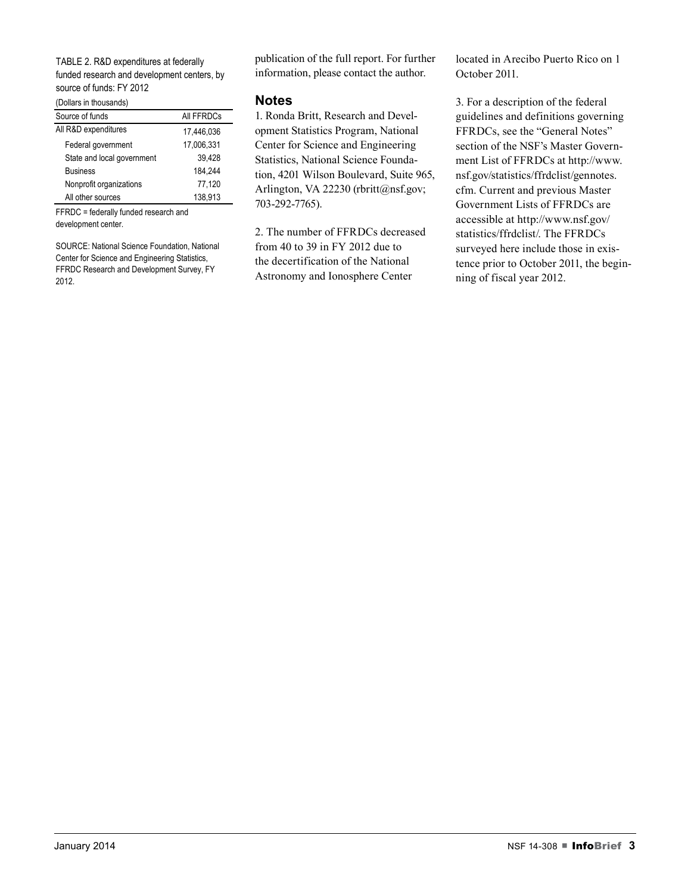TABLE 2. R&D expenditures at federally funded research and development centers, by source of funds: FY 2012

(Dollars in thousands)

| Source of funds | All FFRDCs |
|---|---|
| All R&D expenditures | 17,446,036 |
| Federal government | 17,006,331 |
| State and local government | 39,428 |
| Business | 184,244 |
| Nonprofit organizations | 77,120 |
| All other sources | 138,913 |

FFRDC = federally funded research and development center.

SOURCE: National Science Foundation, National Center for Science and Engineering Statistics, FFRDC Research and Development Survey, FY 2012.

publication of the full report. For further information, please contact the author.

## Notes

1. Ronda Britt, Research and Development Statistics Program, National Center for Science and Engineering Statistics, National Science Foundation, 4201 Wilson Boulevard, Suite 965, Arlington, VA 22230 (rbritt@nsf.gov; 703-292-7765).

2. The number of FFRDCs decreased from 40 to 39 in FY 2012 due to the decertification of the National Astronomy and Ionosphere Center located in Arecibo Puerto Rico on 1 October 2011.

3. For a description of the federal guidelines and definitions governing FFRDCs, see the "General Notes" section of the NSF's Master Government List of FFRDCs at http://www.nsf.gov/statistics/ffrdclist/gennotes.cfm. Current and previous Master Government Lists of FFRDCs are accessible at http://www.nsf.gov/statistics/ffrdclist/. The FFRDCs surveyed here include those in existence prior to October 2011, the beginning of fiscal year 2012.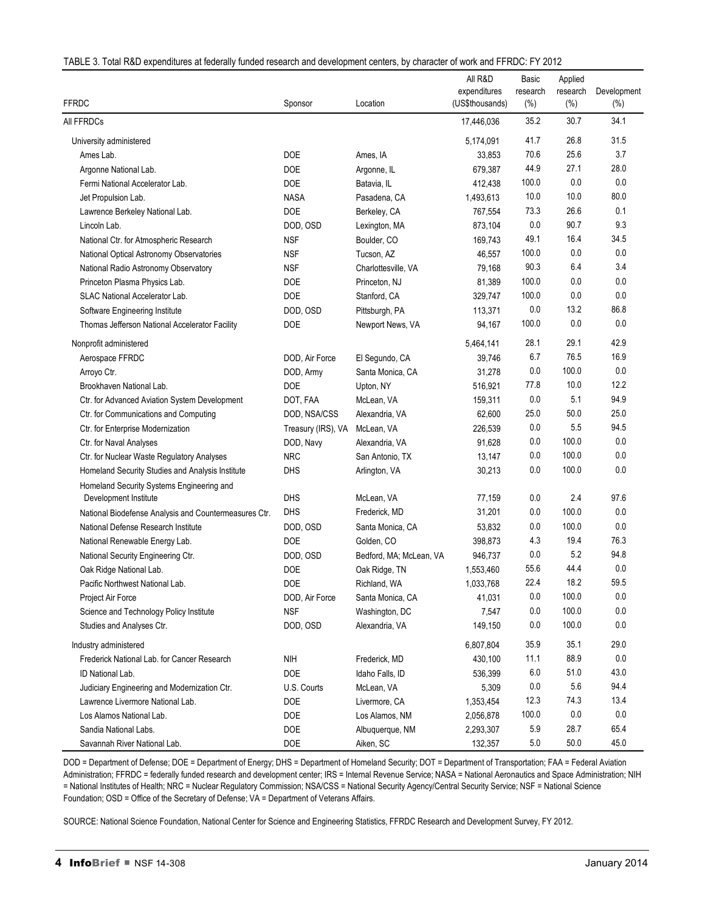TABLE 3. Total R&D expenditures at federally funded research and development centers, by character of work and FFRDC: FY 2012

| FFRDC | Sponsor | Location | All R&D expenditures (US$thousands) | Basic research (%) | Applied research (%) | Development (%) |
|---|---|---|---|---|---|---|
| All FFRDCs | | | 17,446,036 | 35.2 | 30.7 | 34.1 |
| University administered | | | 5,174,091 | 41.7 | 26.8 | 31.5 |
| Ames Lab. | DOE | Ames, IA | 33,853 | 70.6 | 25.6 | 3.7 |
| Argonne National Lab. | DOE | Argonne, IL | 679,387 | 44.9 | 27.1 | 28.0 |
| Fermi National Accelerator Lab. | DOE | Batavia, IL | 412,438 | 100.0 | 0.0 | 0.0 |
| Jet Propulsion Lab. | NASA | Pasadena, CA | 1,493,613 | 10.0 | 10.0 | 80.0 |
| Lawrence Berkeley National Lab. | DOE | Berkeley, CA | 767,554 | 73.3 | 26.6 | 0.1 |
| Lincoln Lab. | DOD, OSD | Lexington, MA | 873,104 | 0.0 | 90.7 | 9.3 |
| National Ctr. for Atmospheric Research | NSF | Boulder, CO | 169,743 | 49.1 | 16.4 | 34.5 |
| National Optical Astronomy Observatories | NSF | Tucson, AZ | 46,557 | 100.0 | 0.0 | 0.0 |
| National Radio Astronomy Observatory | NSF | Charlottesville, VA | 79,168 | 90.3 | 6.4 | 3.4 |
| Princeton Plasma Physics Lab. | DOE | Princeton, NJ | 81,389 | 100.0 | 0.0 | 0.0 |
| SLAC National Accelerator Lab. | DOE | Stanford, CA | 329,747 | 100.0 | 0.0 | 0.0 |
| Software Engineering Institute | DOD, OSD | Pittsburgh, PA | 113,371 | 0.0 | 13.2 | 86.8 |
| Thomas Jefferson National Accelerator Facility | DOE | Newport News, VA | 94,167 | 100.0 | 0.0 | 0.0 |
| Nonprofit administered | | | 5,464,141 | 28.1 | 29.1 | 42.9 |
| Aerospace FFRDC | DOD, Air Force | El Segundo, CA | 39,746 | 6.7 | 76.5 | 16.9 |
| Arroyo Ctr. | DOD, Army | Santa Monica, CA | 31,278 | 0.0 | 100.0 | 0.0 |
| Brookhaven National Lab. | DOE | Upton, NY | 516,921 | 77.8 | 10.0 | 12.2 |
| Ctr. for Advanced Aviation System Development | DOT, FAA | McLean, VA | 159,311 | 0.0 | 5.1 | 94.9 |
| Ctr. for Communications and Computing | DOD, NSA/CSS | Alexandria, VA | 62,600 | 25.0 | 50.0 | 25.0 |
| Ctr. for Enterprise Modernization | Treasury (IRS), VA | McLean, VA | 226,539 | 0.0 | 5.5 | 94.5 |
| Ctr. for Naval Analyses | DOD, Navy | Alexandria, VA | 91,628 | 0.0 | 100.0 | 0.0 |
| Ctr. for Nuclear Waste Regulatory Analyses | NRC | San Antonio, TX | 13,147 | 0.0 | 100.0 | 0.0 |
| Homeland Security Studies and Analysis Institute | DHS | Arlington, VA | 30,213 | 0.0 | 100.0 | 0.0 |
| Homeland Security Systems Engineering and Development Institute | DHS | McLean, VA | 77,159 | 0.0 | 2.4 | 97.6 |
| National Biodefense Analysis and Countermeasures Ctr. | DHS | Frederick, MD | 31,201 | 0.0 | 100.0 | 0.0 |
| National Defense Research Institute | DOD, OSD | Santa Monica, CA | 53,832 | 0.0 | 100.0 | 0.0 |
| National Renewable Energy Lab. | DOE | Golden, CO | 398,873 | 4.3 | 19.4 | 76.3 |
| National Security Engineering Ctr. | DOD, OSD | Bedford, MA; McLean, VA | 946,737 | 0.0 | 5.2 | 94.8 |
| Oak Ridge National Lab. | DOE | Oak Ridge, TN | 1,553,460 | 55.6 | 44.4 | 0.0 |
| Pacific Northwest National Lab. | DOE | Richland, WA | 1,033,768 | 22.4 | 18.2 | 59.5 |
| Project Air Force | DOD, Air Force | Santa Monica, CA | 41,031 | 0.0 | 100.0 | 0.0 |
| Science and Technology Policy Institute | NSF | Washington, DC | 7,547 | 0.0 | 100.0 | 0.0 |
| Studies and Analyses Ctr. | DOD, OSD | Alexandria, VA | 149,150 | 0.0 | 100.0 | 0.0 |
| Industry administered | | | 6,807,804 | 35.9 | 35.1 | 29.0 |
| Frederick National Lab. for Cancer Research | NIH | Frederick, MD | 430,100 | 11.1 | 88.9 | 0.0 |
| ID National Lab. | DOE | Idaho Falls, ID | 536,399 | 6.0 | 51.0 | 43.0 |
| Judiciary Engineering and Modernization Ctr. | U.S. Courts | McLean, VA | 5,309 | 0.0 | 5.6 | 94.4 |
| Lawrence Livermore National Lab. | DOE | Livermore, CA | 1,353,454 | 12.3 | 74.3 | 13.4 |
| Los Alamos National Lab. | DOE | Los Alamos, NM | 2,056,878 | 100.0 | 0.0 | 0.0 |
| Sandia National Labs. | DOE | Albuquerque, NM | 2,293,307 | 5.9 | 28.7 | 65.4 |
| Savannah River National Lab. | DOE | Aiken, SC | 132,357 | 5.0 | 50.0 | 45.0 |

DOD = Department of Defense; DOE = Department of Energy; DHS = Department of Homeland Security; DOT = Department of Transportation; FAA = Federal Aviation Administration; FFRDC = federally funded research and development center; IRS = Internal Revenue Service; NASA = National Aeronautics and Space Administration; NIH = National Institutes of Health; NRC = Nuclear Regulatory Commission; NSA/CSS = National Security Agency/Central Security Service; NSF = National Science Foundation; OSD = Office of the Secretary of Defense; VA = Department of Veterans Affairs.

SOURCE: National Science Foundation, National Center for Science and Engineering Statistics, FFRDC Research and Development Survey, FY 2012.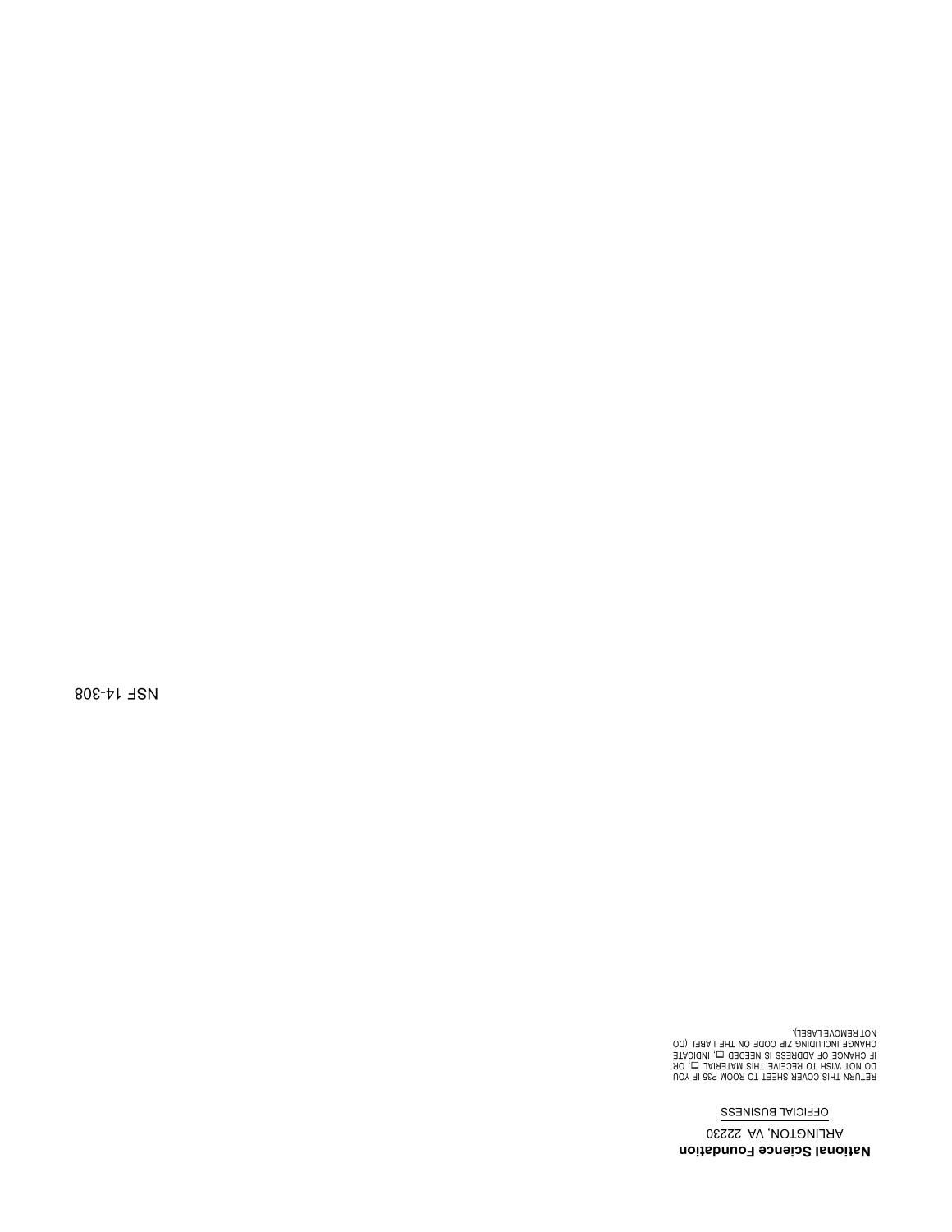NSF 14-308

**National Science Foundation**

ARLINGTON, VA 22230

OFFICIAL BUSINESS

RETURN THIS COVER SHEET TO ROOM P35 IF YOU DO NOT WISH TO RECEIVE THIS MATERIAL ☐, OR IF CHANGE OF ADDRESS IS NEEDED ☐, INDICATE CHANGE INCLUDING ZIP CODE ON THE LABEL (DO NOT REMOVE LABEL).